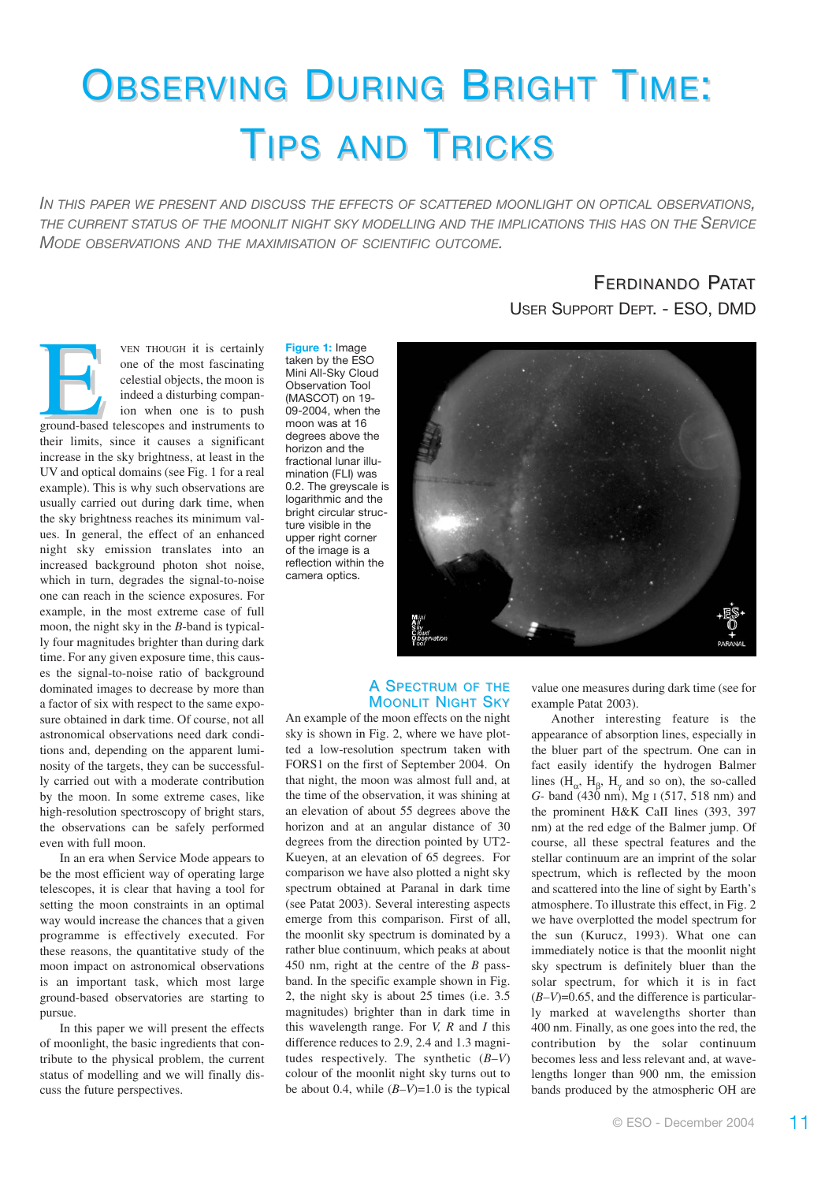# Observing During Bright Time: Tips and Tricks

*In this paper we present and discuss the effects of scattered moonlight on optical observations, the current status of the moonlit night sky modelling and the implications this has on the Service Mode observations and the maximisation of scientific outcome.*

**Ferdinando Patat**
**User Support Dept. - ESO, DMD**

Even though it is certainly one of the most fascinating celestial objects, the moon is indeed a disturbing companion when one is to push ground-based telescopes and instruments to their limits, since it causes a significant increase in the sky brightness, at least in the UV and optical domains (see Fig. 1 for a real example). This is why such observations are usually carried out during dark time, when the sky brightness reaches its minimum values. In general, the effect of an enhanced night sky emission translates into an increased background photon shot noise, which in turn, degrades the signal-to-noise one can reach in the science exposures. For example, in the most extreme case of full moon, the night sky in the *B*-band is typically four magnitudes brighter than during dark time. For any given exposure time, this causes the signal-to-noise ratio of background dominated images to decrease by more than a factor of six with respect to the same exposure obtained in dark time. Of course, not all astronomical observations need dark conditions and, depending on the apparent luminosity of the targets, they can be successfully carried out with a moderate contribution by the moon. In some extreme cases, like high-resolution spectroscopy of bright stars, the observations can be safely performed even with full moon.

In an era when Service Mode appears to be the most efficient way of operating large telescopes, it is clear that having a tool for setting the moon constraints in an optimal way would increase the chances that a given programme is effectively executed. For these reasons, the quantitative study of the moon impact on astronomical observations is an important task, which most large ground-based observatories are starting to pursue.

In this paper we will present the effects of moonlight, the basic ingredients that contribute to the physical problem, the current status of modelling and we will finally discuss the future perspectives.

**Figure 1:** Image taken by the ESO Mini All-Sky Cloud Observation Tool (MASCOT) on 19-09-2004, when the moon was at 16 degrees above the horizon and the fractional lunar illumination (FLI) was 0.2. The greyscale is logarithmic and the bright circular structure visible in the upper right corner of the image is a reflection within the camera optics.

## A Spectrum of the Moonlit Night Sky

An example of the moon effects on the night sky is shown in Fig. 2, where we have plotted a low-resolution spectrum taken with FORS1 on the first of September 2004. On that night, the moon was almost full and, at the time of the observation, it was shining at an elevation of about 55 degrees above the horizon and at an angular distance of 30 degrees from the direction pointed by UT2-Kueyen, at an elevation of 65 degrees. For comparison we have also plotted a night sky spectrum obtained at Paranal in dark time (see Patat 2003). Several interesting aspects emerge from this comparison. First of all, the moonlit sky spectrum is dominated by a rather blue continuum, which peaks at about 450 nm, right at the centre of the *B* passband. In the specific example shown in Fig. 2, the night sky is about 25 times (i.e. 3.5 magnitudes) brighter than in dark time in this wavelength range. For *V, R* and *I* this difference reduces to 2.9, 2.4 and 1.3 magnitudes respectively. The synthetic $(B–V)$ colour of the moonlit night sky turns out to be about 0.4, while $(B–V)$=1.0 is the typical value one measures during dark time (see for example Patat 2003).

Another interesting feature is the appearance of absorption lines, especially in the bluer part of the spectrum. One can in fact easily identify the hydrogen Balmer lines ($H_\alpha$, $H_\beta$, $H_\gamma$ and so on), the so-called *G*- band (430 nm), Mg I (517, 518 nm) and the prominent H&K CaII lines (393, 397 nm) at the red edge of the Balmer jump. Of course, all these spectral features and the stellar continuum are an imprint of the solar spectrum, which is reflected by the moon and scattered into the line of sight by Earth's atmosphere. To illustrate this effect, in Fig. 2 we have overplotted the model spectrum for the sun (Kurucz, 1993). What one can immediately notice is that the moonlit night sky spectrum is definitely bluer than the solar spectrum, for which it is in fact $(B–V)$=0.65, and the difference is particularly marked at wavelengths shorter than 400 nm. Finally, as one goes into the red, the contribution by the solar continuum becomes less and less relevant and, at wavelengths longer than 900 nm, the emission bands produced by the atmospheric OH are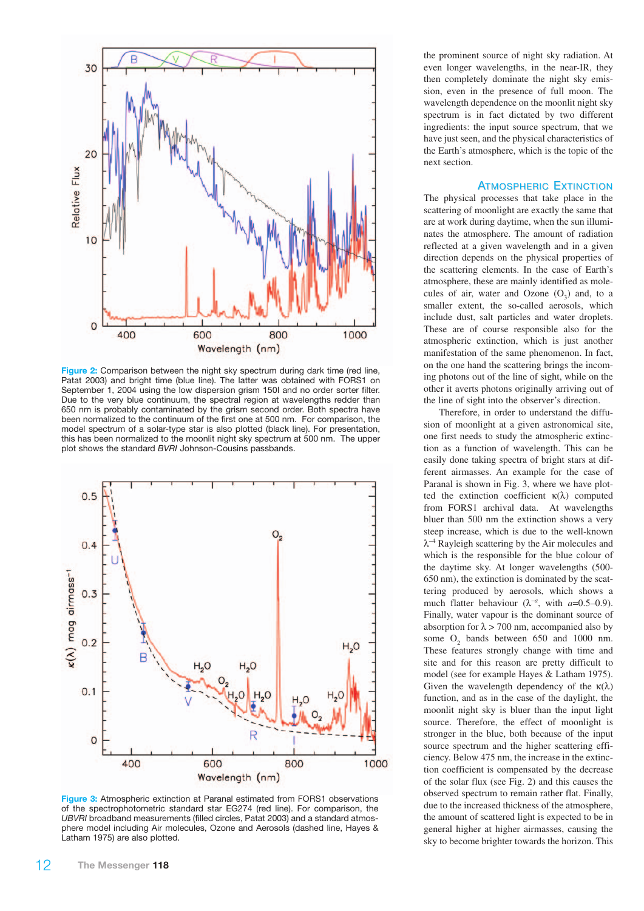Figure 2: Comparison between the night sky spectrum during dark time (red line, Patat 2003) and bright time (blue line). The latter was obtained with FORS1 on September 1, 2004 using the low dispersion grism 150I and no order sorter filter. Due to the very blue continuum, the spectral region at wavelengths redder than 650 nm is probably contaminated by the grism second order. Both spectra have been normalized to the continuum of the first one at 500 nm. For comparison, the model spectrum of a solar-type star is also plotted (black line). For presentation, this has been normalized to the moonlit night sky spectrum at 500 nm. The upper plot shows the standard *BVRI* Johnson-Cousins passbands.

Figure 3: Atmospheric extinction at Paranal estimated from FORS1 observations of the spectrophotometric standard star EG274 (red line). For comparison, the *UBVRI* broadband measurements (filled circles, Patat 2003) and a standard atmosphere model including Air molecules, Ozone and Aerosols (dashed line, Hayes & Latham 1975) are also plotted.

the prominent source of night sky radiation. At even longer wavelengths, in the near-IR, they then completely dominate the night sky emission, even in the presence of full moon. The wavelength dependence on the moonlit night sky spectrum is in fact dictated by two different ingredients: the input source spectrum, that we have just seen, and the physical characteristics of the Earth's atmosphere, which is the topic of the next section.

## Atmospheric Extinction

The physical processes that take place in the scattering of moonlight are exactly the same that are at work during daytime, when the sun illuminates the atmosphere. The amount of radiation reflected at a given wavelength and in a given direction depends on the physical properties of the scattering elements. In the case of Earth's atmosphere, these are mainly identified as molecules of air, water and Ozone ($O_3$) and, to a smaller extent, the so-called aerosols, which include dust, salt particles and water droplets. These are of course responsible also for the atmospheric extinction, which is just another manifestation of the same phenomenon. In fact, on the one hand the scattering brings the incoming photons out of the line of sight, while on the other it averts photons originally arriving out of the line of sight into the observer's direction.

Therefore, in order to understand the diffusion of moonlight at a given astronomical site, one first needs to study the atmospheric extinction as a function of wavelength. This can be easily done taking spectra of bright stars at different airmasses. An example for the case of Paranal is shown in Fig. 3, where we have plotted the extinction coefficient $\kappa(\lambda)$ computed from FORS1 archival data. At wavelengths bluer than 500 nm the extinction shows a very steep increase, which is due to the well-known $\lambda^{-4}$ Rayleigh scattering by the Air molecules and which is the responsible for the blue colour of the daytime sky. At longer wavelengths (500–650 nm), the extinction is dominated by the scattering produced by aerosols, which shows a much flatter behaviour ($\lambda^{-a}$, with $a$=0.5–0.9). Finally, water vapour is the dominant source of absorption for $\lambda > 700$ nm, accompanied also by some $O_2$ bands between 650 and 1000 nm. These features strongly change with time and site and for this reason are pretty difficult to model (see for example Hayes & Latham 1975). Given the wavelength dependency of the $\kappa(\lambda)$ function, and as in the case of the daylight, the moonlit night sky is bluer than the input light source. Therefore, the effect of moonlight is stronger in the blue, both because of the input source spectrum and the higher scattering efficiency. Below 475 nm, the increase in the extinction coefficient is compensated by the decrease of the solar flux (see Fig. 2) and this causes the observed spectrum to remain rather flat. Finally, due to the increased thickness of the atmosphere, the amount of scattered light is expected to be in general higher at higher airmasses, causing the sky to become brighter towards the horizon. This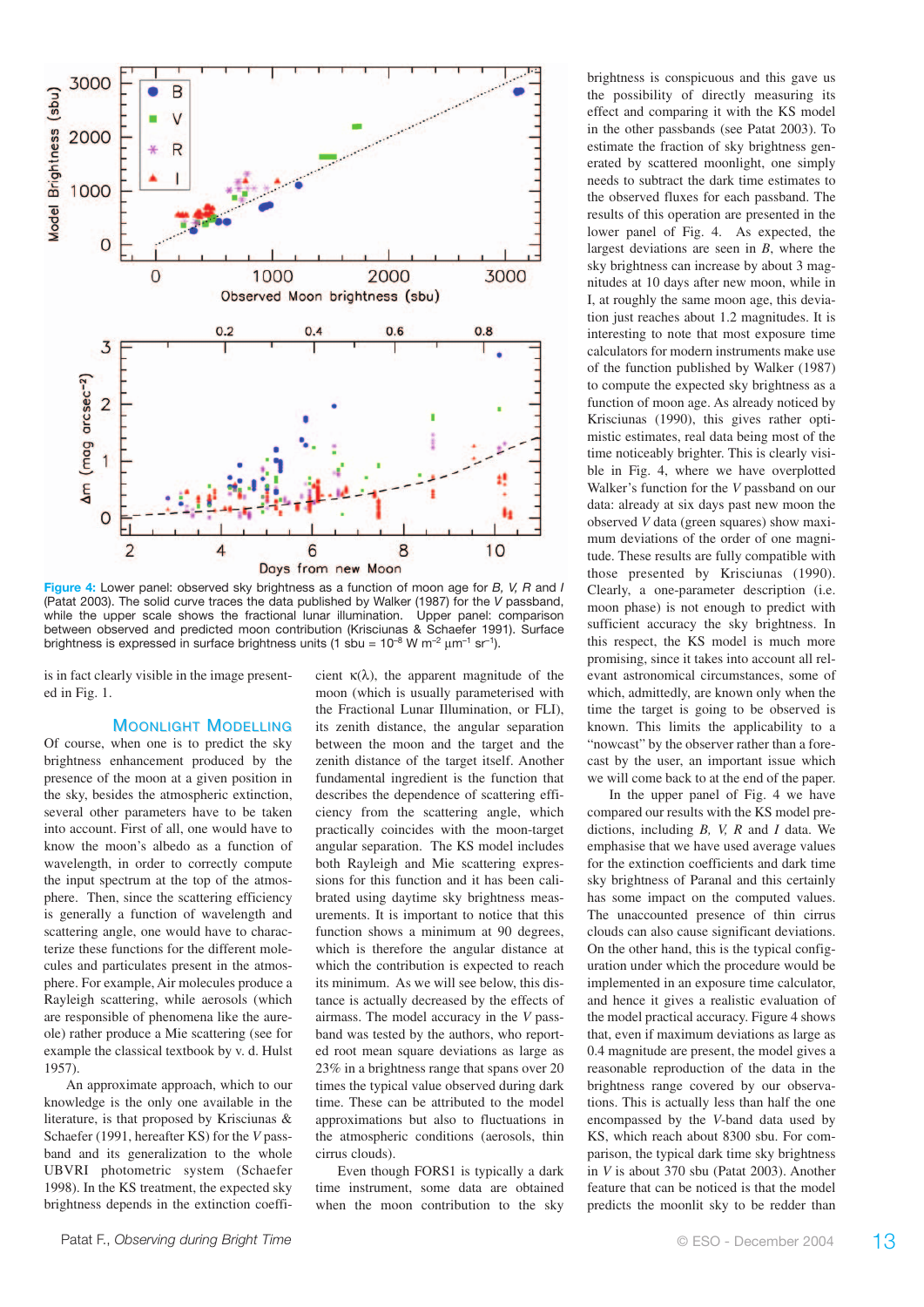Figure 4: Lower panel: observed sky brightness as a function of moon age for *B, V, R* and *I* (Patat 2003). The solid curve traces the data published by Walker (1987) for the *V* passband, while the upper scale shows the fractional lunar illumination. Upper panel: comparison between observed and predicted moon contribution (Krisciunas & Schaefer 1991). Surface brightness is expressed in surface brightness units (1 sbu = $10^{-8}$ W m$^{-2}$ μm$^{-1}$ sr$^{-1}$).

is in fact clearly visible in the image presented in Fig. 1.

## Moonlight Modelling

Of course, when one is to predict the sky brightness enhancement produced by the presence of the moon at a given position in the sky, besides the atmospheric extinction, several other parameters have to be taken into account. First of all, one would have to know the moon's albedo as a function of wavelength, in order to correctly compute the input spectrum at the top of the atmosphere. Then, since the scattering efficiency is generally a function of wavelength and scattering angle, one would have to characterize these functions for the different molecules and particulates present in the atmosphere. For example, Air molecules produce a Rayleigh scattering, while aerosols (which are responsible for phenomena like the aureole) rather produce a Mie scattering (see for example the classical textbook by v. d. Hulst 1957).

An approximate approach, which to our knowledge is the only one available in the literature, is that proposed by Krisciunas & Schaefer (1991, hereafter KS) for the *V* passband and its generalization to the whole UBVRI photometric system (Schaefer 1998). In the KS treatment, the expected sky brightness depends in the extinction coefficient κ(λ), the apparent magnitude of the moon (which is usually parameterised with the Fractional Lunar Illumination, or FLI), its zenith distance, the angular separation between the moon and the target and the zenith distance of the target itself. Another fundamental ingredient is the function that describes the dependence of scattering efficiency from the scattering angle, which practically coincides with the moon-target angular separation. The KS model includes both Rayleigh and Mie scattering expressions for this function and it has been calibrated using daytime sky brightness measurements. It is important to notice that this function shows a minimum at 90 degrees, which is therefore the angular distance at which the contribution is expected to reach its minimum. As we will see below, this distance is actually decreased by the effects of airmass. The model accuracy in the *V* passband was tested by the authors, who reported root mean square deviations as large as 23% in a brightness range that spans over 20 times the typical value observed during dark time. These can be attributed to the model approximations but also to fluctuations in the atmospheric conditions (aerosols, thin cirrus clouds).

Even though FORS1 is typically a dark time instrument, some data are obtained when the moon contribution to the sky brightness is conspicuous and this gave us the possibility of directly measuring its effect and comparing it with the KS model in the other passbands (see Patat 2003). To estimate the fraction of sky brightness generated by scattered moonlight, one simply needs to subtract the dark time estimates to the observed fluxes for each passband. The results of this operation are presented in the lower panel of Fig. 4. As expected, the largest deviations are seen in *B*, where the sky brightness can increase by about 3 magnitudes at 10 days after new moon, while in I, at roughly the same moon age, this deviation just reaches about 1.2 magnitudes. It is interesting to note that most exposure time calculators for modern instruments make use of the function published by Walker (1987) to compute the expected sky brightness as a function of moon age. As already noticed by Krisciunas (1990), this gives rather optimistic estimates, real data being most of the time noticeably brighter. This is clearly visible in Fig. 4, where we have overplotted Walker's function for the *V* passband on our data: already at six days past new moon the observed *V* data (green squares) show maximum deviations of the order of one magnitude. These results are fully compatible with those presented by Krisciunas (1990). Clearly, a one-parameter description (i.e. moon phase) is not enough to predict with sufficient accuracy the sky brightness. In this respect, the KS model is much more promising, since it takes into account all relevant astronomical circumstances, some of which, admittedly, are known only when the time the target is going to be observed is known. This limits the applicability to a "nowcast" by the observer rather than a forecast by the user, an important issue which we will come back to at the end of the paper.

In the upper panel of Fig. 4 we have compared our results with the KS model predictions, including *B, V, R* and *I* data. We emphasise that we have used average values for the extinction coefficients and dark time sky brightness of Paranal and this certainly has some impact on the computed values. The unaccounted presence of thin cirrus clouds can also cause significant deviations. On the other hand, this is the typical configuration under which the procedure would be implemented in an exposure time calculator, and hence it gives a realistic evaluation of the model practical accuracy. Figure 4 shows that, even if maximum deviations as large as 0.4 magnitude are present, the model gives a reasonable reproduction of the data in the brightness range covered by our observations. This is actually less than half the one encompassed by the *V*-band data used by KS, which reach about 8300 sbu. For comparison, the typical dark time sky brightness in *V* is about 370 sbu (Patat 2003). Another feature that can be noticed is that the model predicts the moonlit sky to be redder than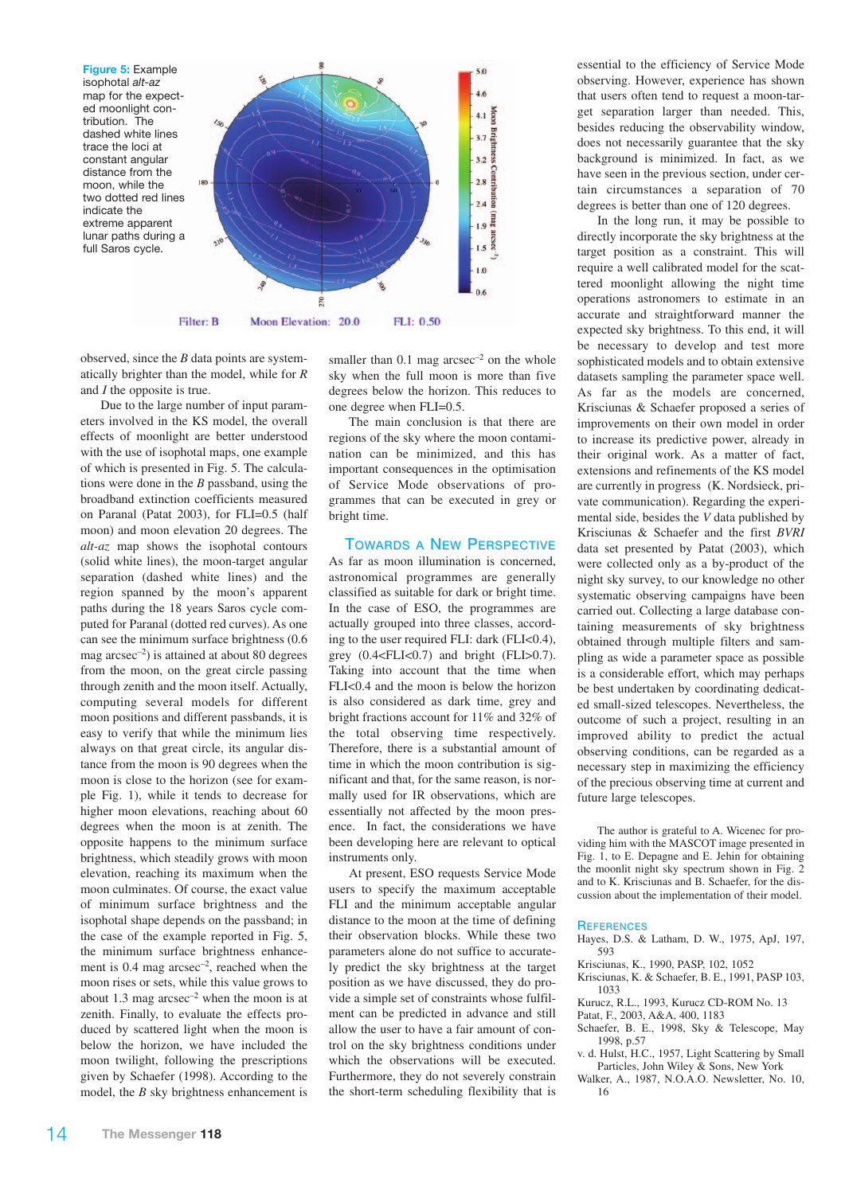**Figure 5:** Example isophotal *alt-az* map for the expected moonlight contribution. The dashed white lines trace the loci at constant angular distance from the moon, while the two dotted red lines indicate the extreme apparent lunar paths during a full Saros cycle.

Filter: B Moon Elevation: 20.0 FLI: 0.50

Moon Brightness Contribution (mag arcsec$^{-2}$)

observed, since the *B* data points are systematically brighter than the model, while for *R* and *I* the opposite is true.

Due to the large number of input parameters involved in the KS model, the overall effects of moonlight are better understood with the use of isophotal maps, one example of which is presented in Fig. 5. The calculations were done in the *B* passband, using the broadband extinction coefficients measured on Paranal (Patat 2003), for FLI=0.5 (half moon) and moon elevation 20 degrees. The *alt-az* map shows the isophotal contours (solid white lines), the moon-target angular separation (dashed white lines) and the region spanned by the moon's apparent paths during the 18 years Saros cycle computed for Paranal (dotted red curves). As one can see the minimum surface brightness (0.6 mag arcsec$^{-2}$) is attained at about 80 degrees from the moon, on the great circle passing through zenith and the moon itself. Actually, computing several models for different moon positions and different passbands, it is easy to verify that while the minimum lies always on that great circle, its angular distance from the moon is 90 degrees when the moon is close to the horizon (see for example Fig. 1), while it tends to decrease for higher moon elevations, reaching about 60 degrees when the moon is at zenith. The opposite happens to the minimum surface brightness, which steadily grows with moon elevation, reaching its maximum when the moon culminates. Of course, the exact value of minimum surface brightness and the isophotal shape depends on the passband; in the case of the example reported in Fig. 5, the minimum surface brightness enhancement is 0.4 mag arcsec$^{-2}$, reached when the moon rises or sets, while this value grows to about 1.3 mag arcsec$^{-2}$ when the moon is at zenith. Finally, to evaluate the effects produced by scattered light when the moon is below the horizon, we have included the moon twilight, following the prescriptions given by Schaefer (1998). According to the model, the *B* sky brightness enhancement is smaller than 0.1 mag arcsec$^{-2}$ on the whole sky when the full moon is more than five degrees below the horizon. This reduces to one degree when FLI=0.5.

The main conclusion is that there are regions of the sky where the moon contamination can be minimized, and this has important consequences in the optimisation of Service Mode observations of programmes that can be executed in grey or bright time.

## Towards a New Perspective

As far as moon illumination is concerned, astronomical programmes are generally classified as suitable for dark or bright time. In the case of ESO, the programmes are actually grouped into three classes, according to the user required FLI: dark (FLI<0.4), grey (0.4<FLI<0.7) and bright (FLI>0.7). Taking into account that the time when FLI<0.4 and the moon is below the horizon is also considered as dark time, grey and bright fractions account for 11% and 32% of the total observing time respectively. Therefore, there is a substantial amount of time in which the moon contribution is significant and that, for the same reason, is normally used for IR observations, which are essentially not affected by the moon presence. In fact, the considerations we have been developing here are relevant to optical instruments only.

At present, ESO requests Service Mode users to specify the maximum acceptable FLI and the minimum acceptable angular distance to the moon at the time of defining their observation blocks. While these two parameters alone do not suffice to accurately predict the sky brightness at the target position as we have discussed, they do provide a simple set of constraints whose fulfilment can be predicted in advance and still allow the user to have a fair amount of control on the sky brightness conditions under which the observations will be executed. Furthermore, they do not severely constrain the short-term scheduling flexibility that is essential to the efficiency of Service Mode observing. However, experience has shown that users often tend to request a moon-target separation larger than needed. This, besides reducing the observability window, does not necessarily guarantee that the sky background is minimized. In fact, as we have seen in the previous section, under certain circumstances a separation of 70 degrees is better than one of 120 degrees.

In the long run, it may be possible to directly incorporate the sky brightness at the target position as a constraint. This will require a well calibrated model for the scattered moonlight allowing the night time operations astronomers to estimate in an accurate and straightforward manner the expected sky brightness. To this end, it will be necessary to develop and test more sophisticated models and to obtain extensive datasets sampling the parameter space well. As far as the models are concerned, Krisciunas & Schaefer proposed a series of improvements on their own model in order to increase its predictive power, already in their original work. As a matter of fact, extensions and refinements of the KS model are currently in progress (K. Nordsieck, private communication). Regarding the experimental side, besides the *V* data published by Krisciunas & Schaefer and the first *BVRI* data set presented by Patat (2003), which were collected only as a by-product of the night sky survey, to our knowledge no other systematic observing campaigns have been carried out. Collecting a large database containing measurements of sky brightness obtained through multiple filters and sampling as wide a parameter space as possible is a considerable effort, which may perhaps be best undertaken by coordinating dedicated small-sized telescopes. Nevertheless, the outcome of such a project, resulting in an improved ability to predict the actual observing conditions, can be regarded as a necessary step in maximizing the efficiency of the precious observing time at current and future large telescopes.

The author is grateful to A. Wicenec for providing him with the MASCOT image presented in Fig. 1, to E. Depagne and E. Jehin for obtaining the moonlit night sky spectrum shown in Fig. 2 and to K. Krisciunas and B. Schaefer, for the discussion about the implementation of their model.

## References

Hayes, D.S. & Latham, D. W., 1975, ApJ, 197, 593
Krisciunas, K., 1990, PASP, 102, 1052
Krisciunas, K. & Schaefer, B. E., 1991, PASP 103, 1033
Kurucz, R.L., 1993, Kurucz CD-ROM No. 13
Patat, F., 2003, A&A, 400, 1183
Schaefer, B. E., 1998, Sky & Telescope, May 1998, p.57
v. d. Hulst, H.C., 1957, Light Scattering by Small Particles, John Wiley & Sons, New York
Walker, A., 1987, N.O.A.O. Newsletter, No. 10, 16